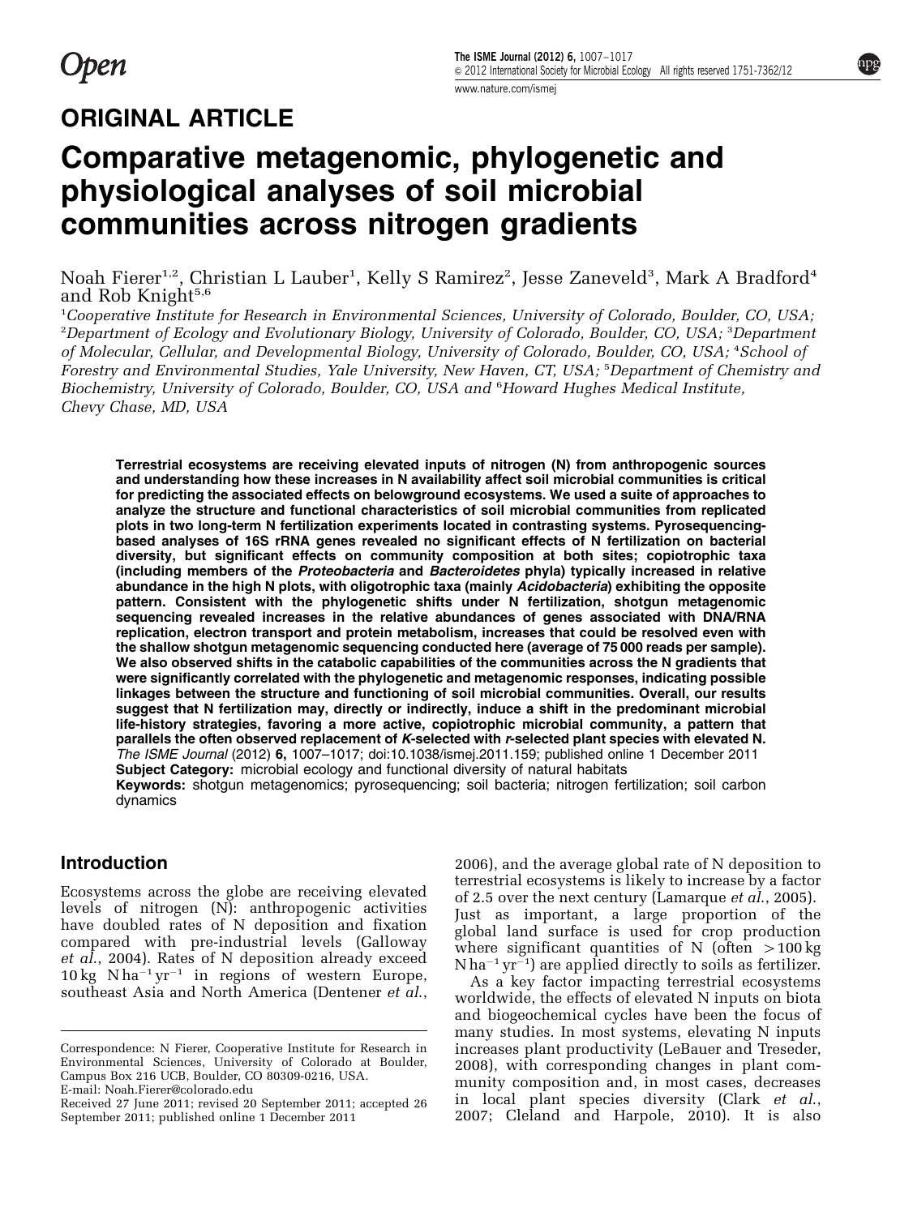Open

ORIGINAL ARTICLE

# Comparative metagenomic, phylogenetic and physiological analyses of soil microbial communities across nitrogen gradients

Noah Fierer[1,2], Christian L Lauber[1], Kelly S Ramirez[2], Jesse Zaneveld[3], Mark A Bradford[4] and Rob Knight[5,6]

[1]Cooperative Institute for Research in Environmental Sciences, University of Colorado, Boulder, CO, USA; [2]Department of Ecology and Evolutionary Biology, University of Colorado, Boulder, CO, USA; [3]Department of Molecular, Cellular, and Developmental Biology, University of Colorado, Boulder, CO, USA; [4]School of Forestry and Environmental Studies, Yale University, New Haven, CT, USA; [5]Department of Chemistry and Biochemistry, University of Colorado, Boulder, CO, USA and [6]Howard Hughes Medical Institute, Chevy Chase, MD, USA

**Terrestrial ecosystems are receiving elevated inputs of nitrogen (N) from anthropogenic sources and understanding how these increases in N availability affect soil microbial communities is critical for predicting the associated effects on belowground ecosystems. We used a suite of approaches to analyze the structure and functional characteristics of soil microbial communities from replicated plots in two long-term N fertilization experiments located in contrasting systems. Pyrosequencing-based analyses of 16S rRNA genes revealed no significant effects of N fertilization on bacterial diversity, but significant effects on community composition at both sites; copiotrophic taxa (including members of the *Proteobacteria* and *Bacteroidetes* phyla) typically increased in relative abundance in the high N plots, with oligotrophic taxa (mainly *Acidobacteria*) exhibiting the opposite pattern. Consistent with the phylogenetic shifts under N fertilization, shotgun metagenomic sequencing revealed increases in the relative abundances of genes associated with DNA/RNA replication, electron transport and protein metabolism, increases that could be resolved even with the shallow shotgun metagenomic sequencing conducted here (average of 75 000 reads per sample). We also observed shifts in the catabolic capabilities of the communities across the N gradients that were significantly correlated with the phylogenetic and metagenomic responses, indicating possible linkages between the structure and functioning of soil microbial communities. Overall, our results suggest that N fertilization may, directly or indirectly, induce a shift in the predominant microbial life-history strategies, favoring a more active, copiotrophic microbial community, a pattern that parallels the often observed replacement of *K*-selected with *r*-selected plant species with elevated N.**

*The ISME Journal* (2012) **6,** 1007–1017; doi:10.1038/ismej.2011.159; published online 1 December 2011

**Subject Category:** microbial ecology and functional diversity of natural habitats

**Keywords:** shotgun metagenomics; pyrosequencing; soil bacteria; nitrogen fertilization; soil carbon dynamics

## Introduction

Ecosystems across the globe are receiving elevated levels of nitrogen (N): anthropogenic activities have doubled rates of N deposition and fixation compared with pre-industrial levels (Galloway *et al.*, 2004). Rates of N deposition already exceed $10\,kg\ N\,ha^{-1}\,yr^{-1}$ in regions of western Europe, southeast Asia and North America (Dentener *et al.*, 2006), and the average global rate of N deposition to terrestrial ecosystems is likely to increase by a factor of 2.5 over the next century (Lamarque *et al.*, 2005). Just as important, a large proportion of the global land surface is used for crop production where significant quantities of N (often $>100\,kg\ N\,ha^{-1}\,yr^{-1}$) are applied directly to soils as fertilizer.

As a key factor impacting terrestrial ecosystems worldwide, the effects of elevated N inputs on biota and biogeochemical cycles have been the focus of many studies. In most systems, elevating N inputs increases plant productivity (LeBauer and Treseder, 2008), with corresponding changes in plant community composition and, in most cases, decreases in local plant species diversity (Clark *et al.*, 2007; Cleland and Harpole, 2010). It is also

Correspondence: N Fierer, Cooperative Institute for Research in Environmental Sciences, University of Colorado at Boulder, Campus Box 216 UCB, Boulder, CO 80309-0216, USA.
E-mail: Noah.Fierer@colorado.edu

Received 27 June 2011; revised 20 September 2011; accepted 26 September 2011; published online 1 December 2011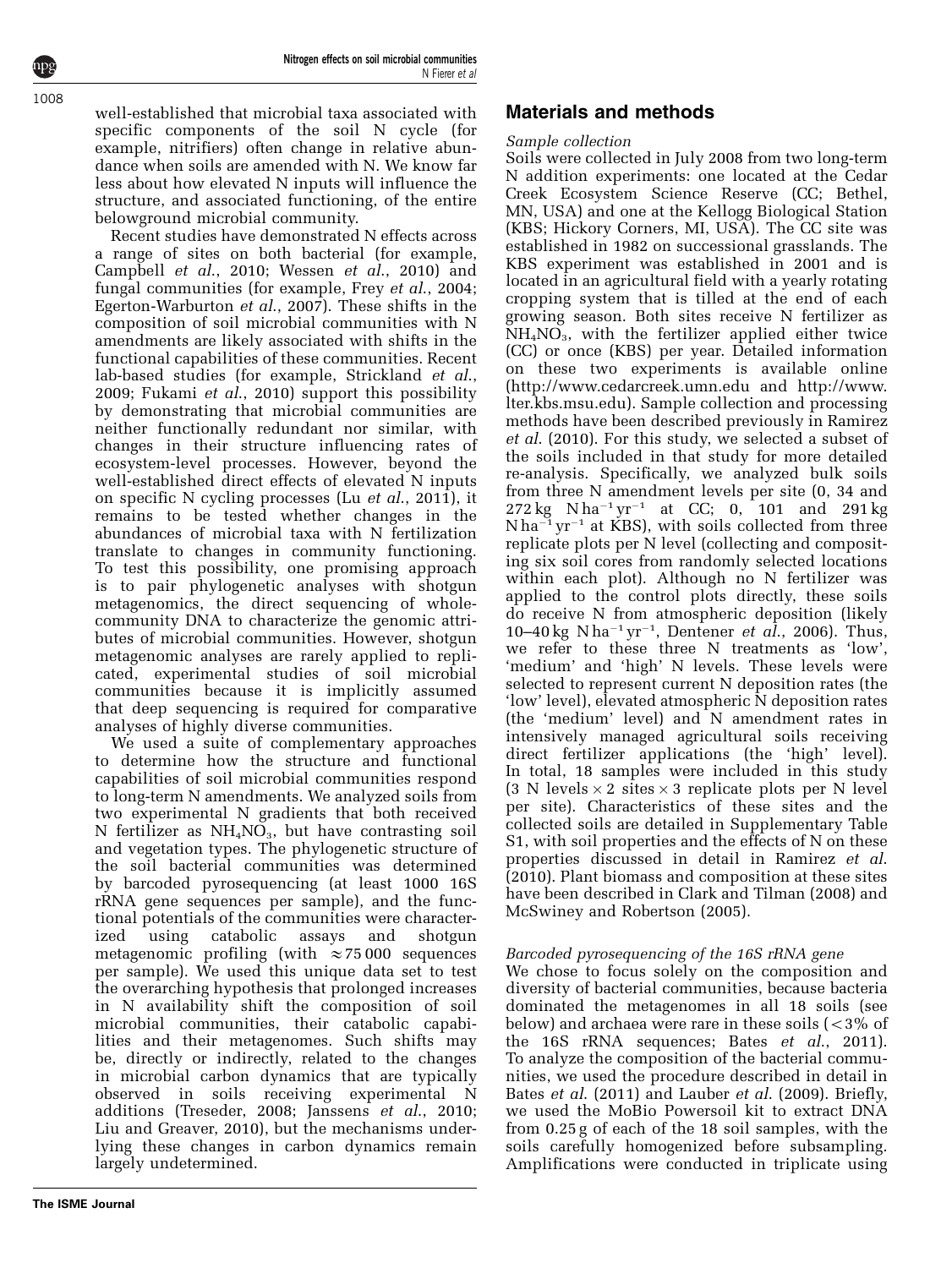well-established that microbial taxa associated with specific components of the soil N cycle (for example, nitrifiers) often change in relative abundance when soils are amended with N. We know far less about how elevated N inputs will influence the structure, and associated functioning, of the entire belowground microbial community.

Recent studies have demonstrated N effects across a range of sites on both bacterial (for example, Campbell *et al.*, 2010; Wessen *et al.*, 2010) and fungal communities (for example, Frey *et al.*, 2004; Egerton-Warburton *et al.*, 2007). These shifts in the composition of soil microbial communities with N amendments are likely associated with shifts in the functional capabilities of these communities. Recent lab-based studies (for example, Strickland *et al.*, 2009; Fukami *et al.*, 2010) support this possibility by demonstrating that microbial communities are neither functionally redundant nor similar, with changes in their structure influencing rates of ecosystem-level processes. However, beyond the well-established direct effects of elevated N inputs on specific N cycling processes (Lu *et al.*, 2011), it remains to be tested whether changes in the abundances of microbial taxa with N fertilization translate to changes in community functioning. To test this possibility, one promising approach is to pair phylogenetic analyses with shotgun metagenomics, the direct sequencing of whole-community DNA to characterize the genomic attributes of microbial communities. However, shotgun metagenomic analyses are rarely applied to replicated, experimental studies of soil microbial communities because it is implicitly assumed that deep sequencing is required for comparative analyses of highly diverse communities.

We used a suite of complementary approaches to determine how the structure and functional capabilities of soil microbial communities respond to long-term N amendments. We analyzed soils from two experimental N gradients that both received N fertilizer as $NH_4NO_3$, but have contrasting soil and vegetation types. The phylogenetic structure of the soil bacterial communities was determined by barcoded pyrosequencing (at least 1000 16S rRNA gene sequences per sample), and the functional potentials of the communities were characterized using catabolic assays and shotgun metagenomic profiling (with $\approx$75 000 sequences per sample). We used this unique data set to test the overarching hypothesis that prolonged increases in N availability shift the composition of soil microbial communities, their catabolic capabilities and their metagenomes. Such shifts may be, directly or indirectly, related to the changes in microbial carbon dynamics that are typically observed in soils receiving experimental N additions (Treseder, 2008; Janssens *et al.*, 2010; Liu and Greaver, 2010), but the mechanisms underlying these changes in carbon dynamics remain largely undetermined.

## Materials and methods

### *Sample collection*

Soils were collected in July 2008 from two long-term N addition experiments: one located at the Cedar Creek Ecosystem Science Reserve (CC; Bethel, MN, USA) and one at the Kellogg Biological Station (KBS; Hickory Corners, MI, USA). The CC site was established in 1982 on successional grasslands. The KBS experiment was established in 2001 and is located in an agricultural field with a yearly rotating cropping system that is tilled at the end of each growing season. Both sites receive N fertilizer as $NH_4NO_3$, with the fertilizer applied either twice (CC) or once (KBS) per year. Detailed information on these two experiments is available online (http://www.cedarcreek.umn.edu and http://www.lter.kbs.msu.edu). Sample collection and processing methods have been described previously in Ramirez *et al.* (2010). For this study, we selected a subset of the soils included in that study for more detailed re-analysis. Specifically, we analyzed bulk soils from three N amendment levels per site (0, 34 and 272 kg N $ha^{-1}$ $yr^{-1}$ at CC; 0, 101 and 291 kg N $ha^{-1}$ $yr^{-1}$ at KBS), with soils collected from three replicate plots per N level (collecting and compositing six soil cores from randomly selected locations within each plot). Although no N fertilizer was applied to the control plots directly, these soils do receive N from atmospheric deposition (likely 10–40 kg N $ha^{-1}$ $yr^{-1}$, Dentener *et al.*, 2006). Thus, we refer to these three N treatments as 'low', 'medium' and 'high' N levels. These levels were selected to represent current N deposition rates (the 'low' level), elevated atmospheric N deposition rates (the 'medium' level) and N amendment rates in intensively managed agricultural soils receiving direct fertilizer applications (the 'high' level). In total, 18 samples were included in this study (3 N levels × 2 sites × 3 replicate plots per N level per site). Characteristics of these sites and the collected soils are detailed in Supplementary Table S1, with soil properties and the effects of N on these properties discussed in detail in Ramirez *et al.* (2010). Plant biomass and composition at these sites have been described in Clark and Tilman (2008) and McSwiney and Robertson (2005).

### *Barcoded pyrosequencing of the 16S rRNA gene*

We chose to focus solely on the composition and diversity of bacterial communities, because bacteria dominated the metagenomes in all 18 soils (see below) and archaea were rare in these soils (<3% of the 16S rRNA sequences; Bates *et al.*, 2011). To analyze the composition of the bacterial communities, we used the procedure described in detail in Bates *et al.* (2011) and Lauber *et al.* (2009). Briefly, we used the MoBio Powersoil kit to extract DNA from 0.25 g of each of the 18 soil samples, with the soils carefully homogenized before subsampling. Amplifications were conducted in triplicate using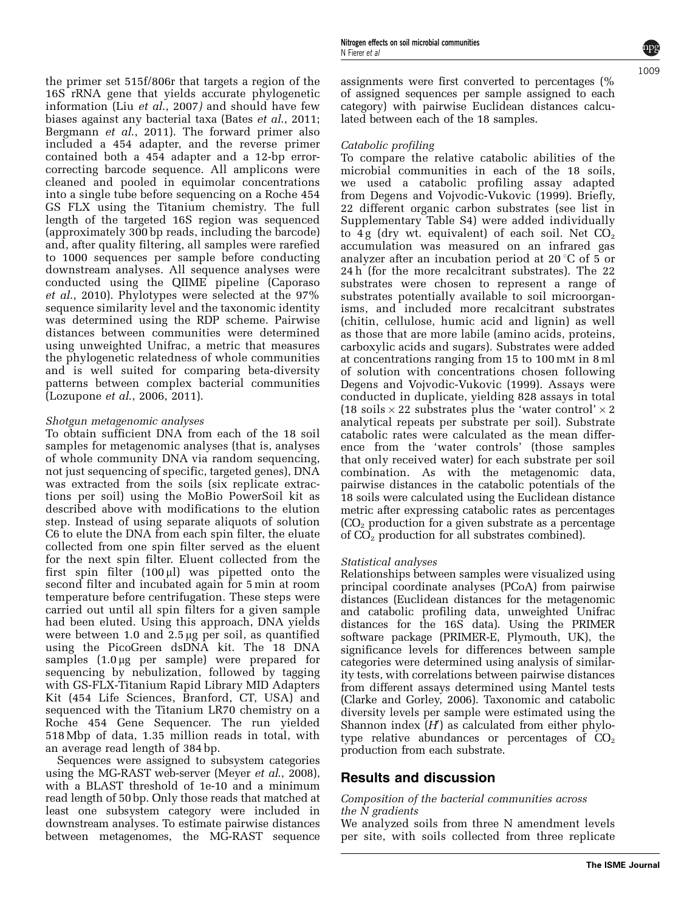the primer set 515f/806r that targets a region of the 16S rRNA gene that yields accurate phylogenetic information (Liu *et al.*, 2007) and should have few biases against any bacterial taxa (Bates *et al.*, 2011; Bergmann *et al.*, 2011). The forward primer also included a 454 adapter, and the reverse primer contained both a 454 adapter and a 12-bp error-correcting barcode sequence. All amplicons were cleaned and pooled in equimolar concentrations into a single tube before sequencing on a Roche 454 GS FLX using the Titanium chemistry. The full length of the targeted 16S region was sequenced (approximately 300 bp reads, including the barcode) and, after quality filtering, all samples were rarefied to 1000 sequences per sample before conducting downstream analyses. All sequence analyses were conducted using the QIIME pipeline (Caporaso *et al.*, 2010). Phylotypes were selected at the 97% sequence similarity level and the taxonomic identity was determined using the RDP scheme. Pairwise distances between communities were determined using unweighted Unifrac, a metric that measures the phylogenetic relatedness of whole communities and is well suited for comparing beta-diversity patterns between complex bacterial communities (Lozupone *et al.*, 2006, 2011).

*Shotgun metagenomic analyses*

To obtain sufficient DNA from each of the 18 soil samples for metagenomic analyses (that is, analyses of whole community DNA via random sequencing, not just sequencing of specific, targeted genes), DNA was extracted from the soils (six replicate extractions per soil) using the MoBio PowerSoil kit as described above with modifications to the elution step. Instead of using separate aliquots of solution C6 to elute the DNA from each spin filter, the eluate collected from one spin filter served as the eluent for the next spin filter. Eluent collected from the first spin filter (100 μl) was pipetted onto the second filter and incubated again for 5 min at room temperature before centrifugation. These steps were carried out until all spin filters for a given sample had been eluted. Using this approach, DNA yields were between 1.0 and 2.5 μg per soil, as quantified using the PicoGreen dsDNA kit. The 18 DNA samples (1.0 μg per sample) were prepared for sequencing by nebulization, followed by tagging with GS-FLX-Titanium Rapid Library MID Adapters Kit (454 Life Sciences, Branford, CT, USA) and sequenced with the Titanium LR70 chemistry on a Roche 454 Gene Sequencer. The run yielded 518 Mbp of data, 1.35 million reads in total, with an average read length of 384 bp.

Sequences were assigned to subsystem categories using the MG-RAST web-server (Meyer *et al.*, 2008), with a BLAST threshold of 1e-10 and a minimum read length of 50 bp. Only those reads that matched at least one subsystem category were included in downstream analyses. To estimate pairwise distances between metagenomes, the MG-RAST sequence assignments were first converted to percentages (% of assigned sequences per sample assigned to each category) with pairwise Euclidean distances calculated between each of the 18 samples.

*Catabolic profiling*

To compare the relative catabolic abilities of the microbial communities in each of the 18 soils, we used a catabolic profiling assay adapted from Degens and Vojvodic-Vukovic (1999). Briefly, 22 different organic carbon substrates (see list in Supplementary Table S4) were added individually to 4 g (dry wt. equivalent) of each soil. Net $CO_2$ accumulation was measured on an infrared gas analyzer after an incubation period at 20 °C of 5 or 24 h (for the more recalcitrant substrates). The 22 substrates were chosen to represent a range of substrates potentially available to soil microorganisms, and included more recalcitrant substrates (chitin, cellulose, humic acid and lignin) as well as those that are more labile (amino acids, proteins, carboxylic acids and sugars). Substrates were added at concentrations ranging from 15 to 100 mM in 8 ml of solution with concentrations chosen following Degens and Vojvodic-Vukovic (1999). Assays were conducted in duplicate, yielding 828 assays in total (18 soils × 22 substrates plus the 'water control' × 2 analytical repeats per substrate per soil). Substrate catabolic rates were calculated as the mean difference from the 'water controls' (those samples that only received water) for each substrate per soil combination. As with the metagenomic data, pairwise distances in the catabolic potentials of the 18 soils were calculated using the Euclidean distance metric after expressing catabolic rates as percentages ($CO_2$ production for a given substrate as a percentage of $CO_2$ production for all substrates combined).

*Statistical analyses*

Relationships between samples were visualized using principal coordinate analyses (PCoA) from pairwise distances (Euclidean distances for the metagenomic and catabolic profiling data, unweighted Unifrac distances for the 16S data). Using the PRIMER software package (PRIMER-E, Plymouth, UK), the significance levels for differences between sample categories were determined using analysis of similarity tests, with correlations between pairwise distances from different assays determined using Mantel tests (Clarke and Gorley, 2006). Taxonomic and catabolic diversity levels per sample were estimated using the Shannon index ($H'$) as calculated from either phylotype relative abundances or percentages of $CO_2$ production from each substrate.

## Results and discussion

*Composition of the bacterial communities across the N gradients*

We analyzed soils from three N amendment levels per site, with soils collected from three replicate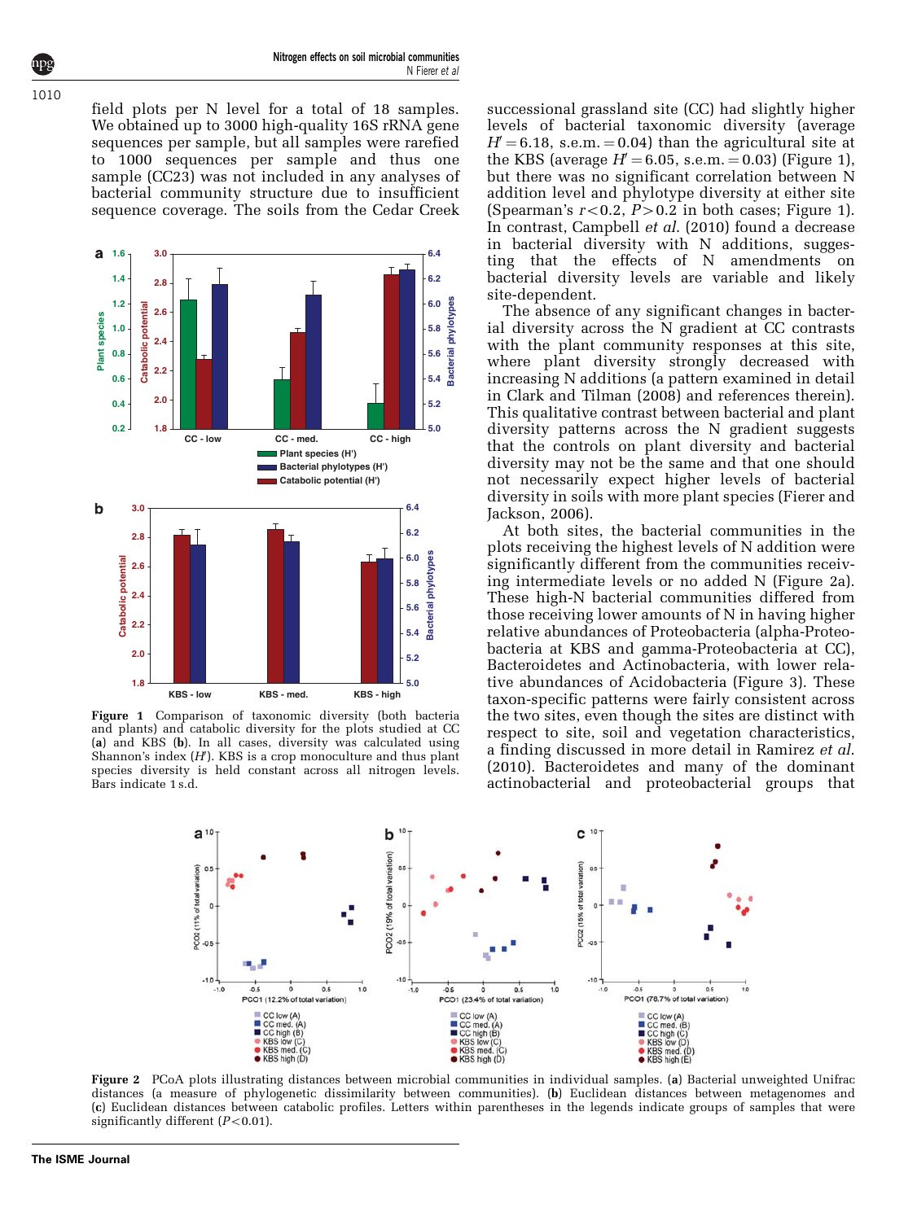field plots per N level for a total of 18 samples. We obtained up to 3000 high-quality 16S rRNA gene sequences per sample, but all samples were rarefied to 1000 sequences per sample and thus one sample (CC23) was not included in any analyses of bacterial community structure due to insufficient sequence coverage. The soils from the Cedar Creek successional grassland site (CC) had slightly higher levels of bacterial taxonomic diversity (average $H' = 6.18$, s.e.m. $= 0.04$) than the agricultural site at the KBS (average $H' = 6.05$, s.e.m. $= 0.03$) (Figure 1), but there was no significant correlation between N addition level and phylotype diversity at either site (Spearman's $r < 0.2$, $P > 0.2$ in both cases; Figure 1). In contrast, Campbell *et al.* (2010) found a decrease in bacterial diversity with N additions, suggesting that the effects of N amendments on bacterial diversity levels are variable and likely site-dependent.

Figure 1 Comparison of taxonomic diversity (both bacteria and plants) and catabolic diversity for the plots studied at CC (**a**) and KBS (**b**). In all cases, diversity was calculated using Shannon's index ($H'$). KBS is a crop monoculture and thus plant species diversity is held constant across all nitrogen levels. Bars indicate 1 s.d.

The absence of any significant changes in bacterial diversity across the N gradient at CC contrasts with the plant community responses at this site, where plant diversity strongly decreased with increasing N additions (a pattern examined in detail in Clark and Tilman (2008) and references therein). This qualitative contrast between bacterial and plant diversity patterns across the N gradient suggests that the controls on plant diversity and bacterial diversity may not be the same and that one should not necessarily expect higher levels of bacterial diversity in soils with more plant species (Fierer and Jackson, 2006).

At both sites, the bacterial communities in the plots receiving the highest levels of N addition were significantly different from the communities receiving intermediate levels or no added N (Figure 2a). These high-N bacterial communities differed from those receiving lower amounts of N in having higher relative abundances of Proteobacteria (alpha-Proteobacteria at KBS and gamma-Proteobacteria at CC), Bacteroidetes and Actinobacteria, with lower relative abundances of Acidobacteria (Figure 3). These taxon-specific patterns were fairly consistent across the two sites, even though the sites are distinct with respect to site, soil and vegetation characteristics, a finding discussed in more detail in Ramirez *et al.* (2010). Bacteroidetes and many of the dominant actinobacterial and proteobacterial groups that

Figure 2 PCoA plots illustrating distances between microbial communities in individual samples. (**a**) Bacterial unweighted Unifrac distances (a measure of phylogenetic dissimilarity between communities). (**b**) Euclidean distances between metagenomes and (**c**) Euclidean distances between catabolic profiles. Letters within parentheses in the legends indicate groups of samples that were significantly different ($P < 0.01$).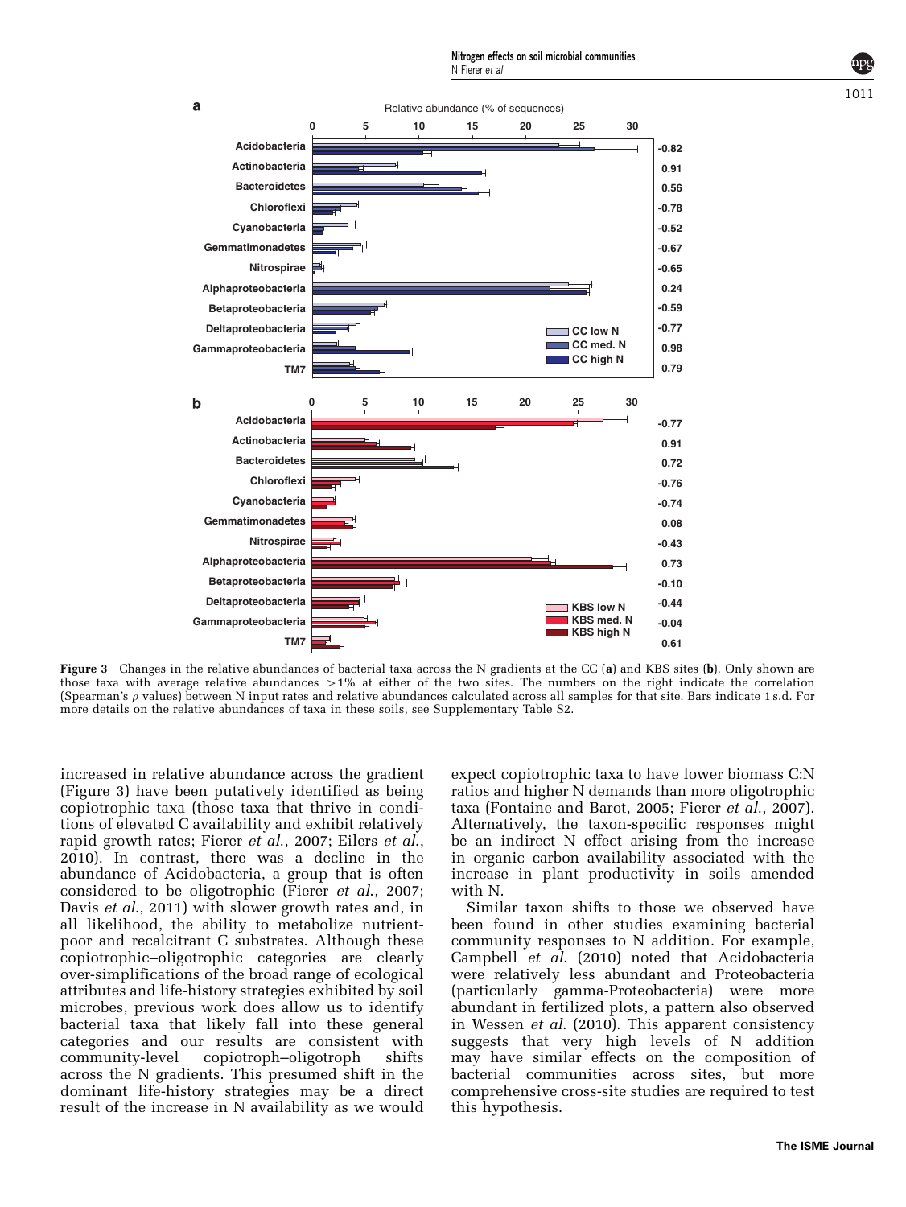**Figure 3** Changes in the relative abundances of bacterial taxa across the N gradients at the CC (**a**) and KBS sites (**b**). Only shown are those taxa with average relative abundances >1% at either of the two sites. The numbers on the right indicate the correlation (Spearman's $\rho$ values) between N input rates and relative abundances calculated across all samples for that site. Bars indicate 1 s.d. For more details on the relative abundances of taxa in these soils, see Supplementary Table S2.

increased in relative abundance across the gradient (Figure 3) have been putatively identified as being copiotrophic taxa (those taxa that thrive in conditions of elevated C availability and exhibit relatively rapid growth rates; Fierer *et al.*, 2007; Eilers *et al.*, 2010). In contrast, there was a decline in the abundance of Acidobacteria, a group that is often considered to be oligotrophic (Fierer *et al.*, 2007; Davis *et al.*, 2011) with slower growth rates and, in all likelihood, the ability to metabolize nutrient-poor and recalcitrant C substrates. Although these copiotrophic–oligotrophic categories are clearly over-simplifications of the broad range of ecological attributes and life-history strategies exhibited by soil microbes, previous work does allow us to identify bacterial taxa that likely fall into these general categories and our results are consistent with community-level copiotroph–oligotroph shifts across the N gradients. This presumed shift in the dominant life-history strategies may be a direct result of the increase in N availability as we would expect copiotrophic taxa to have lower biomass C:N ratios and higher N demands than more oligotrophic taxa (Fontaine and Barot, 2005; Fierer *et al.*, 2007). Alternatively, the taxon-specific responses might be an indirect N effect arising from the increase in organic carbon availability associated with the increase in plant productivity in soils amended with N.

Similar taxon shifts to those we observed have been found in other studies examining bacterial community responses to N addition. For example, Campbell *et al.* (2010) noted that Acidobacteria were relatively less abundant and Proteobacteria (particularly gamma-Proteobacteria) were more abundant in fertilized plots, a pattern also observed in Wessen *et al.* (2010). This apparent consistency suggests that very high levels of N addition may have similar effects on the composition of bacterial communities across sites, but more comprehensive cross-site studies are required to test this hypothesis.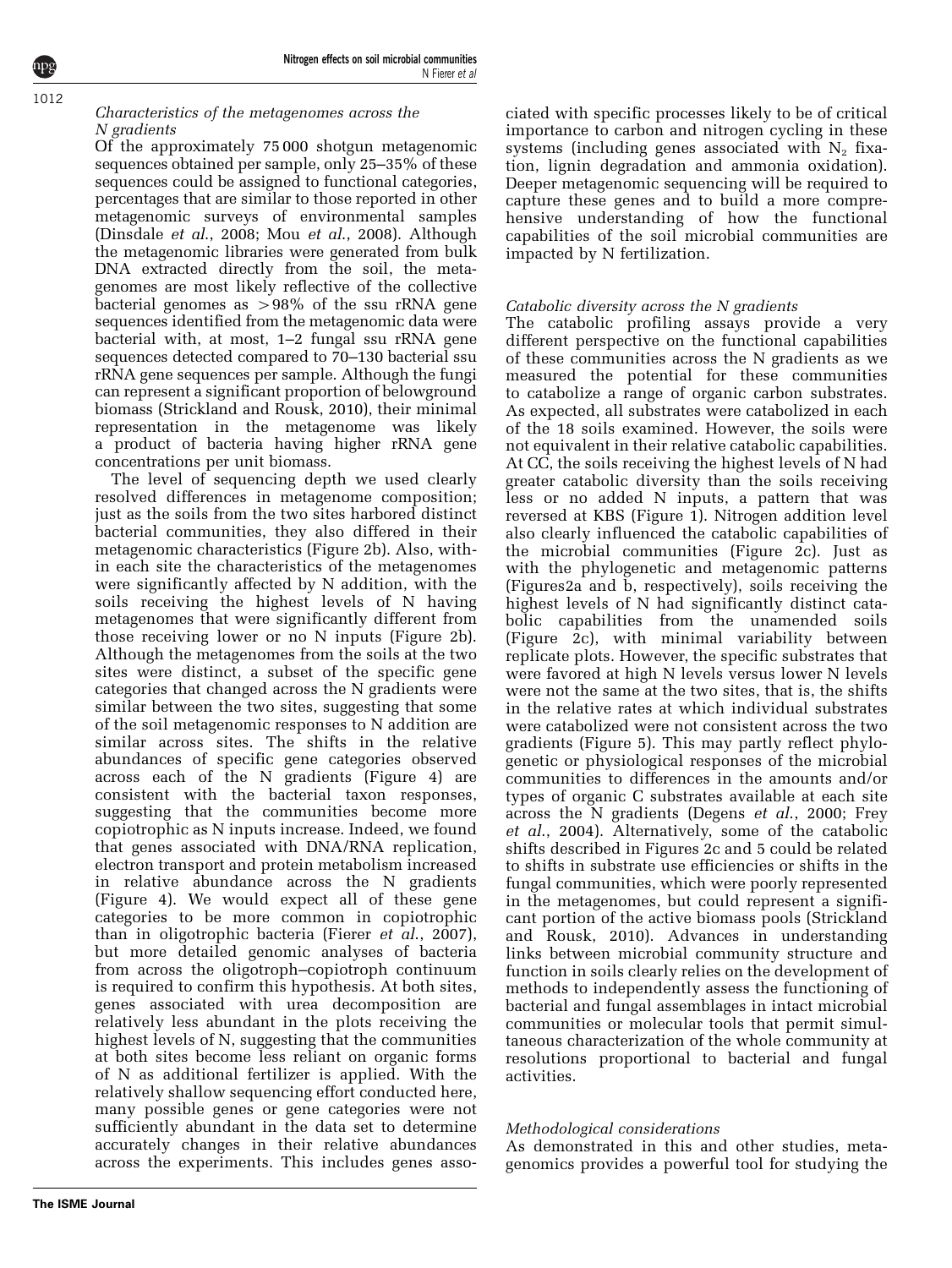### *Characteristics of the metagenomes across the N gradients*

Of the approximately 75 000 shotgun metagenomic sequences obtained per sample, only 25–35% of these sequences could be assigned to functional categories, percentages that are similar to those reported in other metagenomic surveys of environmental samples (Dinsdale *et al.*, 2008; Mou *et al.*, 2008). Although the metagenomic libraries were generated from bulk DNA extracted directly from the soil, the metagenomes are most likely reflective of the collective bacterial genomes as >98% of the ssu rRNA gene sequences identified from the metagenomic data were bacterial with, at most, 1–2 fungal ssu rRNA gene sequences detected compared to 70–130 bacterial ssu rRNA gene sequences per sample. Although the fungi can represent a significant proportion of belowground biomass (Strickland and Rousk, 2010), their minimal representation in the metagenome was likely a product of bacteria having higher rRNA gene concentrations per unit biomass.

The level of sequencing depth we used clearly resolved differences in metagenome composition; just as the soils from the two sites harbored distinct bacterial communities, they also differed in their metagenomic characteristics (Figure 2b). Also, within each site the characteristics of the metagenomes were significantly affected by N addition, with the soils receiving the highest levels of N having metagenomes that were significantly different from those receiving lower or no N inputs (Figure 2b). Although the metagenomes from the soils at the two sites were distinct, a subset of the specific gene categories that changed across the N gradients were similar between the two sites, suggesting that some of the soil metagenomic responses to N addition are similar across sites. The shifts in the relative abundances of specific gene categories observed across each of the N gradients (Figure 4) are consistent with the bacterial taxon responses, suggesting that the communities become more copiotrophic as N inputs increase. Indeed, we found that genes associated with DNA/RNA replication, electron transport and protein metabolism increased in relative abundance across the N gradients (Figure 4). We would expect all of these gene categories to be more common in copiotrophic than in oligotrophic bacteria (Fierer *et al.*, 2007), but more detailed genomic analyses of bacteria from across the oligotroph–copiotroph continuum is required to confirm this hypothesis. At both sites, genes associated with urea decomposition are relatively less abundant in the plots receiving the highest levels of N, suggesting that the communities at both sites become less reliant on organic forms of N as additional fertilizer is applied. With the relatively shallow sequencing effort conducted here, many possible genes or gene categories were not sufficiently abundant in the data set to determine accurately changes in their relative abundances across the experiments. This includes genes associated with specific processes likely to be of critical importance to carbon and nitrogen cycling in these systems (including genes associated with $N_2$ fixation, lignin degradation and ammonia oxidation). Deeper metagenomic sequencing will be required to capture these genes and to build a more comprehensive understanding of how the functional capabilities of the soil microbial communities are impacted by N fertilization.

### *Catabolic diversity across the N gradients*

The catabolic profiling assays provide a very different perspective on the functional capabilities of these communities across the N gradients as we measured the potential for these communities to catabolize a range of organic carbon substrates. As expected, all substrates were catabolized in each of the 18 soils examined. However, the soils were not equivalent in their relative catabolic capabilities. At CC, the soils receiving the highest levels of N had greater catabolic diversity than the soils receiving less or no added N inputs, a pattern that was reversed at KBS (Figure 1). Nitrogen addition level also clearly influenced the catabolic capabilities of the microbial communities (Figure 2c). Just as with the phylogenetic and metagenomic patterns (Figures2a and b, respectively), soils receiving the highest levels of N had significantly distinct catabolic capabilities from the unamended soils (Figure 2c), with minimal variability between replicate plots. However, the specific substrates that were favored at high N levels versus lower N levels were not the same at the two sites, that is, the shifts in the relative rates at which individual substrates were catabolized were not consistent across the two gradients (Figure 5). This may partly reflect phylogenetic or physiological responses of the microbial communities to differences in the amounts and/or types of organic C substrates available at each site across the N gradients (Degens *et al.*, 2000; Frey *et al.*, 2004). Alternatively, some of the catabolic shifts described in Figures 2c and 5 could be related to shifts in substrate use efficiencies or shifts in the fungal communities, which were poorly represented in the metagenomes, but could represent a significant portion of the active biomass pools (Strickland and Rousk, 2010). Advances in understanding links between microbial community structure and function in soils clearly relies on the development of methods to independently assess the functioning of bacterial and fungal assemblages in intact microbial communities or molecular tools that permit simultaneous characterization of the whole community at resolutions proportional to bacterial and fungal activities.

### *Methodological considerations*

As demonstrated in this and other studies, metagenomics provides a powerful tool for studying the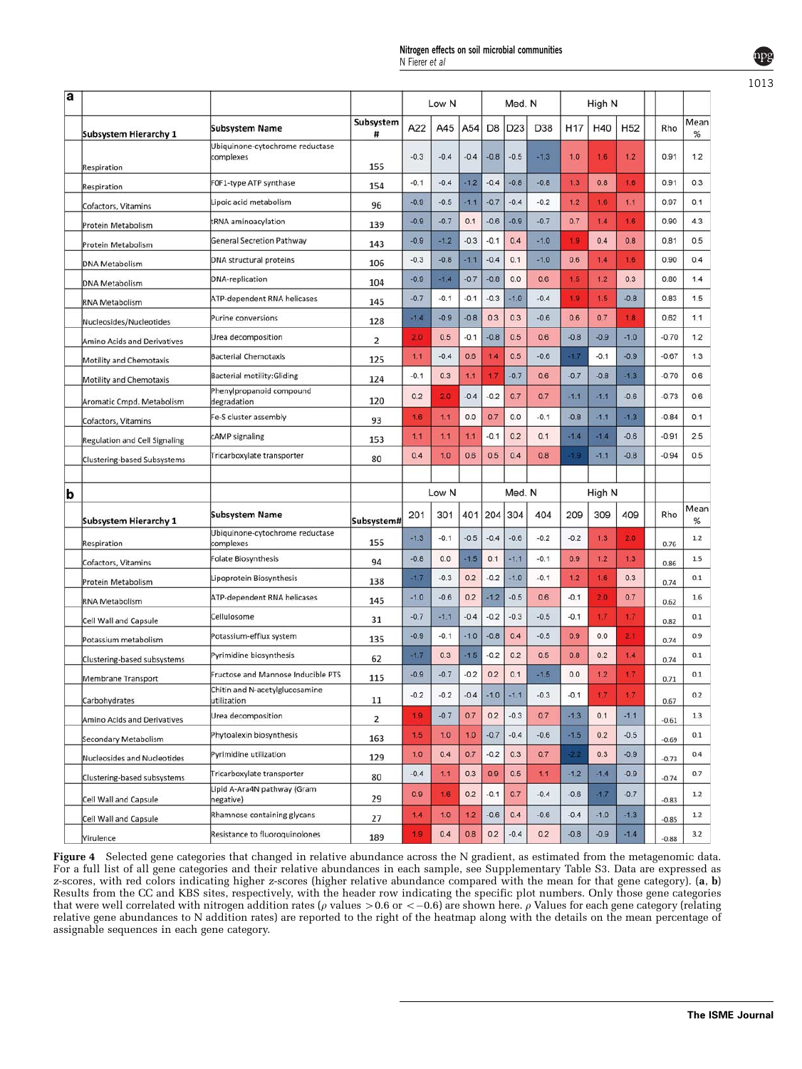**a**

| Subsystem Hierarchy 1 | Subsystem Name | Subsystem # | Low N | | | Med. N | | | High N | | | Rho | Mean % |
|---|---|---|---|---|---|---|---|---|---|---|---|---|---|
| | | | A22 | A45 | A54 | D8 | D23 | D38 | H17 | H40 | H52 | | |
| Respiration | Ubiquinone-cytochrome reductase complexes | 155 | -0.3 | -0.4 | -0.4 | -0.8 | -0.5 | -1.3 | 1.0 | 1.6 | 1.2 | 0.91 | 1.2 |
| Respiration | F0F1-type ATP synthase | 154 | -0.1 | -0.4 | -1.2 | -0.4 | -0.6 | -0.8 | 1.3 | 0.8 | 1.6 | 0.91 | 0.3 |
| Cofactors, Vitamins | Lipoic acid metabolism | 96 | -0.9 | -0.5 | -1.1 | -0.7 | -0.4 | -0.2 | 1.2 | 1.6 | 1.1 | 0.97 | 0.1 |
| Protein Metabolism | tRNA aminoacylation | 139 | -0.9 | -0.7 | 0.1 | -0.6 | -0.9 | -0.7 | 0.7 | 1.4 | 1.6 | 0.90 | 4.3 |
| Protein Metabolism | General Secretion Pathway | 143 | -0.9 | -1.2 | -0.3 | -0.1 | 0.4 | -1.0 | 1.9 | 0.4 | 0.8 | 0.81 | 0.5 |
| DNA Metabolism | DNA structural proteins | 106 | -0.3 | -0.8 | -1.1 | -0.4 | 0.1 | -1.0 | 0.6 | 1.4 | 1.6 | 0.90 | 0.4 |
| DNA Metabolism | DNA-replication | 104 | -0.9 | -1.4 | -0.7 | -0.8 | 0.0 | 0.6 | 1.5 | 1.2 | 0.3 | 0.80 | 1.4 |
| RNA Metabolism | ATP-dependent RNA helicases | 145 | -0.7 | -0.1 | -0.1 | -0.3 | -1.0 | -0.4 | 1.9 | 1.5 | -0.8 | 0.83 | 1.5 |
| Nucleosides/Nucleotides | Purine conversions | 128 | -1.4 | -0.9 | -0.8 | 0.3 | 0.3 | -0.6 | 0.6 | 0.7 | 1.8 | 0.62 | 1.1 |
| Amino Acids and Derivatives | Urea decomposition | 2 | 2.0 | 0.5 | -0.1 | -0.8 | 0.5 | 0.6 | -0.8 | -0.9 | -1.0 | -0.70 | 1.2 |
| Motility and Chemotaxis | Bacterial Chemotaxis | 125 | 1.1 | -0.4 | 0.6 | 1.4 | 0.5 | -0.6 | -1.7 | -0.1 | -0.9 | -0.67 | 1.3 |
| Motility and Chemotaxis | Bacterial motility:Gliding | 124 | -0.1 | 0.3 | 1.1 | 1.7 | -0.7 | 0.6 | -0.7 | -0.8 | -1.3 | -0.70 | 0.6 |
| Aromatic Cmpd. Metabolism | Phenylpropanoid compound degradation | 120 | 0.2 | 2.0 | -0.4 | -0.2 | 0.7 | 0.7 | -1.1 | -1.1 | -0.6 | -0.73 | 0.6 |
| Cofactors, Vitamins | Fe-S cluster assembly | 93 | 1.6 | 1.1 | 0.0 | 0.7 | 0.0 | -0.1 | -0.8 | -1.1 | -1.3 | -0.84 | 0.1 |
| Regulation and Cell Signaling | cAMP signaling | 153 | 1.1 | 1.1 | 1.1 | -0.1 | 0.2 | 0.1 | -1.4 | -1.4 | -0.6 | -0.91 | 2.5 |
| Clustering-based Subsystems | Tricarboxylate transporter | 80 | 0.4 | 1.0 | 0.6 | 0.5 | 0.4 | 0.8 | -1.9 | -1.1 | -0.8 | -0.94 | 0.5 |

**b**

| Subsystem Hierarchy 1 | Subsystem Name | Subsystem# | Low N | | | Med. N | | | High N | | | Rho | Mean % |
|---|---|---|---|---|---|---|---|---|---|---|---|---|---|
| | | | 201 | 301 | 401 | 204 | 304 | 404 | 209 | 309 | 409 | | |
| Respiration | Ubiquinone-cytochrome reductase complexes | 155 | -1.3 | -0.1 | -0.5 | -0.4 | -0.6 | -0.2 | -0.2 | 1.3 | 2.0 | 0.76 | 1.2 |
| Cofactors, Vitamins | Folate Biosynthesis | 94 | -0.6 | 0.0 | -1.5 | 0.1 | -1.1 | -0.1 | 0.9 | 1.2 | 1.3 | 0.86 | 1.5 |
| Protein Metabolism | Lipoprotein Biosynthesis | 138 | -1.7 | -0.3 | 0.2 | -0.2 | -1.0 | -0.1 | 1.2 | 1.6 | 0.3 | 0.74 | 0.1 |
| RNA Metabolism | ATP-dependent RNA helicases | 145 | -1.0 | -0.6 | 0.2 | -1.2 | -0.5 | 0.6 | -0.1 | 2.0 | 0.7 | 0.62 | 1.6 |
| Cell Wall and Capsule | Cellulosome | 31 | -0.7 | -1.1 | -0.4 | -0.2 | -0.3 | -0.5 | -0.1 | 1.7 | 1.7 | 0.82 | 0.1 |
| Potassium metabolism | Potassium-efflux system | 135 | -0.9 | -0.1 | -1.0 | -0.6 | 0.4 | -0.5 | 0.9 | 0.0 | 2.1 | 0.74 | 0.9 |
| Clustering-based subsystems | Pyrimidine biosynthesis | 62 | -1.7 | 0.3 | -1.5 | -0.2 | 0.2 | 0.5 | 0.8 | 0.2 | 1.4 | 0.74 | 0.1 |
| Membrane Transport | Fructose and Mannose Inducible PTS | 115 | -0.9 | -0.7 | -0.2 | 0.2 | 0.1 | -1.5 | 0.0 | 1.2 | 1.7 | 0.71 | 0.1 |
| Carbohydrates | Chitin and N-acetylglucosamine utilization | 11 | -0.2 | -0.2 | -0.4 | -1.0 | -1.1 | -0.3 | -0.1 | 1.7 | 1.7 | 0.67 | 0.2 |
| Amino Acids and Derivatives | Urea decomposition | 2 | 1.9 | -0.7 | 0.7 | 0.2 | -0.3 | 0.7 | -1.3 | 0.1 | -1.1 | -0.61 | 1.3 |
| Secondary Metabolism | Phytoalexin biosynthesis | 163 | 1.5 | 1.0 | 1.0 | -0.7 | -0.4 | -0.6 | -1.5 | 0.2 | -0.5 | -0.69 | 0.1 |
| Nucleosides and Nucleotides | Pyrimidine utilization | 129 | 1.0 | 0.4 | 0.7 | -0.2 | 0.3 | 0.7 | -2.2 | 0.3 | -0.9 | -0.73 | 0.4 |
| Clustering-based subsystems | Tricarboxylate transporter | 80 | -0.4 | 1.1 | 0.3 | 0.9 | 0.5 | 1.1 | -1.2 | -1.4 | -0.9 | -0.74 | 0.7 |
| Cell Wall and Capsule | Lipid A-Ara4N pathway (Gram negative) | 29 | 0.9 | 1.6 | 0.2 | -0.1 | 0.7 | -0.4 | -0.6 | -1.7 | -0.7 | -0.83 | 1.2 |
| Cell Wall and Capsule | Rhamnose containing glycans | 27 | 1.4 | 1.0 | 1.2 | -0.6 | 0.4 | -0.6 | -0.4 | -1.0 | -1.3 | -0.85 | 1.2 |
| Virulence | Resistance to fluoroquinolones | 189 | 1.9 | 0.4 | 0.8 | 0.2 | -0.4 | 0.2 | -0.8 | -0.9 | -1.4 | -0.88 | 3.2 |

**Figure 4** Selected gene categories that changed in relative abundance across the N gradient, as estimated from the metagenomic data. For a full list of all gene categories and their relative abundances in each sample, see Supplementary Table S3. Data are expressed as z-scores, with red colors indicating higher z-scores (higher relative abundance compared with the mean for that gene category). (**a**, **b**) Results from the CC and KBS sites, respectively, with the header row indicating the specific plot numbers. Only those gene categories that were well correlated with nitrogen addition rates ($\rho$ values $>0.6$ or $<-0.6$) are shown here. $\rho$ Values for each gene category (relating relative gene abundances to N addition rates) are reported to the right of the heatmap along with the details on the mean percentage of assignable sequences in each gene category.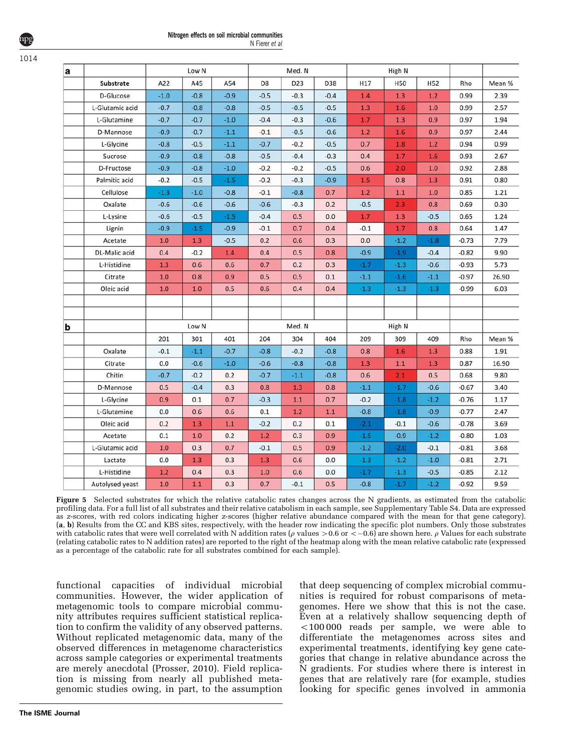| a | | Low N | | | Med. N | | | High N | | | | |
|---|---|---|---|---|---|---|---|---|---|---|---|---|
| | Substrate | A22 | A45 | A54 | D8 | D23 | D38 | H17 | H50 | H52 | Rho | Mean % |
| | D-Glucose | -1.0 | -0.8 | -0.9 | -0.5 | -0.3 | -0.4 | 1.4 | 1.3 | 1.2 | 0.99 | 2.39 |
| | L-Glutamic acid | -0.7 | -0.8 | -0.8 | -0.5 | -0.5 | -0.5 | 1.3 | 1.6 | 1.0 | 0.99 | 2.57 |
| | L-Glutamine | -0.7 | -0.7 | -1.0 | -0.4 | -0.3 | -0.6 | 1.7 | 1.3 | 0.9 | 0.97 | 1.94 |
| | D-Mannose | -0.9 | -0.7 | -1.1 | -0.1 | -0.5 | -0.6 | 1.2 | 1.6 | 0.9 | 0.97 | 2.44 |
| | L-Glycine | -0.8 | -0.5 | -1.1 | -0.7 | -0.2 | -0.5 | 0.7 | 1.8 | 1.2 | 0.94 | 0.99 |
| | Sucrose | -0.9 | -0.8 | -0.8 | -0.5 | -0.4 | -0.3 | 0.4 | 1.7 | 1.6 | 0.93 | 2.67 |
| | D-Fructose | -0.9 | -0.8 | -1.0 | -0.2 | -0.2 | -0.5 | 0.6 | 2.0 | 1.0 | 0.92 | 2.88 |
| | Palmitic acid | -0.2 | -0.5 | -1.5 | -0.2 | -0.3 | -0.9 | 1.5 | 0.8 | 1.3 | 0.91 | 0.80 |
| | Cellulose | -1.3 | -1.0 | -0.8 | -0.1 | -0.8 | 0.7 | 1.2 | 1.1 | 1.0 | 0.85 | 1.21 |
| | Oxalate | -0.6 | -0.6 | -0.6 | -0.6 | -0.3 | 0.2 | -0.5 | 2.3 | 0.8 | 0.69 | 0.30 |
| | L-Lysine | -0.6 | -0.5 | -1.5 | -0.4 | 0.5 | 0.0 | 1.7 | 1.3 | -0.5 | 0.65 | 1.24 |
| | Lignin | -0.9 | -1.5 | -0.9 | -0.1 | 0.7 | 0.4 | -0.1 | 1.7 | 0.8 | 0.64 | 1.47 |
| | Acetate | 1.0 | 1.3 | -0.5 | 0.2 | 0.6 | 0.3 | 0.0 | -1.2 | -1.8 | -0.73 | 7.79 |
| | DL-Malic acid | 0.4 | -0.2 | 1.4 | 0.4 | 0.5 | 0.8 | -0.9 | -1.9 | -0.4 | -0.82 | 9.90 |
| | L-Histidine | 1.3 | 0.6 | 0.6 | 0.7 | 0.2 | 0.3 | -1.7 | -1.3 | -0.6 | -0.93 | 5.73 |
| | Citrate | 1.0 | 0.8 | 0.9 | 0.5 | 0.5 | 0.1 | -1.1 | -1.6 | -1.1 | -0.97 | 26.90 |
| | Oleic acid | 1.0 | 1.0 | 0.5 | 0.6 | 0.4 | 0.4 | -1.3 | -1.3 | -1.3 | -0.99 | 6.03 |

| b | | Low N | | | Med. N | | | High N | | | | |
|---|---|---|---|---|---|---|---|---|---|---|---|---|
| | | 201 | 301 | 401 | 204 | 304 | 404 | 209 | 309 | 409 | Rho | Mean % |
| | Oxalate | -0.1 | -1.1 | -0.7 | -0.8 | -0.2 | -0.8 | 0.8 | 1.6 | 1.3 | 0.88 | 1.91 |
| | Citrate | 0.0 | -0.6 | -1.0 | -0.6 | -0.8 | -0.8 | 1.3 | 1.1 | 1.3 | 0.87 | 16.90 |
| | Chitin | -0.7 | -0.2 | 0.2 | -0.7 | -1.1 | -0.8 | 0.6 | 2.1 | 0.5 | 0.68 | 9.80 |
| | D-Mannose | 0.5 | -0.4 | 0.3 | 0.8 | 1.3 | 0.8 | -1.1 | -1.7 | -0.6 | -0.67 | 3.40 |
| | L-Glycine | 0.9 | 0.1 | 0.7 | -0.3 | 1.1 | 0.7 | -0.2 | -1.8 | -1.2 | -0.76 | 1.17 |
| | L-Glutamine | 0.0 | 0.6 | 0.6 | 0.1 | 1.2 | 1.1 | -0.8 | -1.8 | -0.9 | -0.77 | 2.47 |
| | Oleic acid | 0.2 | 1.3 | 1.1 | -0.2 | 0.2 | 0.1 | -2.1 | -0.1 | -0.6 | -0.78 | 3.69 |
| | Acetate | 0.1 | 1.0 | 0.2 | 1.2 | 0.3 | 0.9 | -1.5 | -0.9 | -1.2 | -0.80 | 1.03 |
| | L-Glutamic acid | 1.0 | 0.3 | 0.7 | -0.1 | 0.5 | 0.9 | -1.2 | -2.0 | -0.1 | -0.81 | 3.68 |
| | Lactate | 0.0 | 1.3 | 0.3 | 1.3 | 0.6 | 0.0 | -1.3 | -1.2 | -1.0 | -0.81 | 2.71 |
| | L-Histidine | 1.2 | 0.4 | 0.3 | 1.0 | 0.6 | 0.0 | -1.7 | -1.3 | -0.5 | -0.85 | 2.12 |
| | Autolysed yeast | 1.0 | 1.1 | 0.3 | 0.7 | -0.1 | 0.5 | -0.8 | -1.7 | -1.2 | -0.92 | 9.59 |

**Figure 5** Selected substrates for which the relative catabolic rates changes across the N gradients, as estimated from the catabolic profiling data. For a full list of all substrates and their relative catabolism in each sample, see Supplementary Table S4. Data are expressed as *z*-scores, with red colors indicating higher *z*-scores (higher relative abundance compared with the mean for that gene category). (**a**, **b**) Results from the CC and KBS sites, respectively, with the header row indicating the specific plot numbers. Only those substrates with catabolic rates that were well correlated with N addition rates ($\rho$ values $>0.6$ or $<-0.6$) are shown here. $\rho$ Values for each substrate (relating catabolic rates to N addition rates) are reported to the right of the heatmap along with the mean relative catabolic rate (expressed as a percentage of the catabolic rate for all substrates combined for each sample).

functional capacities of individual microbial communities. However, the wider application of metagenomic tools to compare microbial community attributes requires sufficient statistical replication to confirm the validity of any observed patterns. Without replicated metagenomic data, many of the observed differences in metagenome characteristics across sample categories or experimental treatments are merely anecdotal (Prosser, 2010). Field replication is missing from nearly all published metagenomic studies owing, in part, to the assumption that deep sequencing of complex microbial communities is required for robust comparisons of metagenomes. Here we show that this is not the case. Even at a relatively shallow sequencing depth of <100 000 reads per sample, we were able to differentiate the metagenomes across sites and experimental treatments, identifying key gene categories that change in relative abundance across the N gradients. For studies where there is interest in genes that are relatively rare (for example, studies looking for specific genes involved in ammonia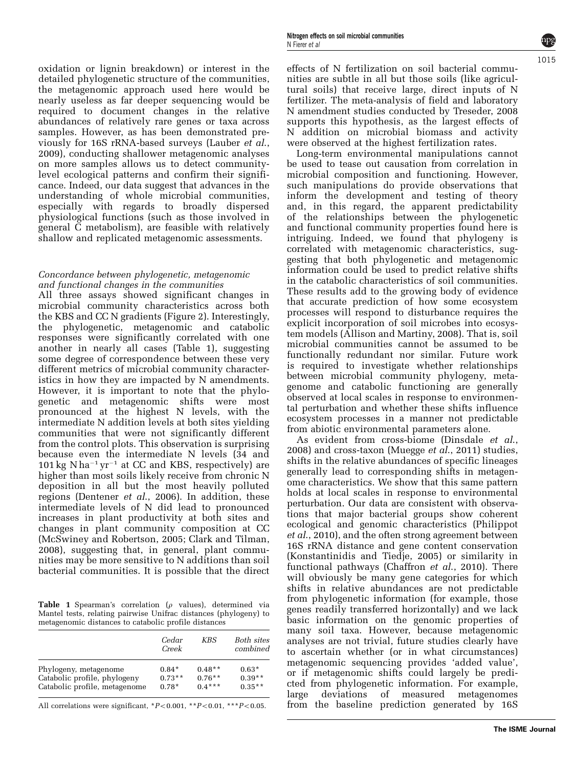oxidation or lignin breakdown) or interest in the detailed phylogenetic structure of the communities, the metagenomic approach used here would be nearly useless as far deeper sequencing would be required to document changes in the relative abundances of relatively rare genes or taxa across samples. However, as has been demonstrated previously for 16S rRNA-based surveys (Lauber *et al.*, 2009), conducting shallower metagenomic analyses on more samples allows us to detect community-level ecological patterns and confirm their significance. Indeed, our data suggest that advances in the understanding of whole microbial communities, especially with regards to broadly dispersed physiological functions (such as those involved in general C metabolism), are feasible with relatively shallow and replicated metagenomic assessments.

### *Concordance between phylogenetic, metagenomic and functional changes in the communities*

All three assays showed significant changes in microbial community characteristics across both the KBS and CC N gradients (Figure 2). Interestingly, the phylogenetic, metagenomic and catabolic responses were significantly correlated with one another in nearly all cases (Table 1), suggesting some degree of correspondence between these very different metrics of microbial community characteristics in how they are impacted by N amendments. However, it is important to note that the phylogenetic and metagenomic shifts were most pronounced at the highest N levels, with the intermediate N addition levels at both sites yielding communities that were not significantly different from the control plots. This observation is surprising because even the intermediate N levels (34 and 101 kg N $ha^{-1}$ $yr^{-1}$ at CC and KBS, respectively) are higher than most soils likely receive from chronic N deposition in all but the most heavily polluted regions (Dentener *et al.*, 2006). In addition, these intermediate levels of N did lead to pronounced increases in plant productivity at both sites and changes in plant community composition at CC (McSwiney and Robertson, 2005; Clark and Tilman, 2008), suggesting that, in general, plant communities may be more sensitive to N additions than soil bacterial communities. It is possible that the direct effects of N fertilization on soil bacterial communities are subtle in all but those soils (like agricultural soils) that receive large, direct inputs of N fertilizer. The meta-analysis of field and laboratory N amendment studies conducted by Treseder, 2008 supports this hypothesis, as the largest effects of N addition on microbial biomass and activity were observed at the highest fertilization rates.

**Table 1** Spearman's correlation ($\rho$ values), determined via Mantel tests, relating pairwise Unifrac distances (phylogeny) to metagenomic distances to catabolic profile distances

| | *Cedar Creek* | *KBS* | *Both sites combined* |
|---|---|---|---|
| Phylogeny, metagenome | 0.84* | 0.48** | 0.63* |
| Catabolic profile, phylogeny | 0.73** | 0.76** | 0.39** |
| Catabolic profile, metagenome | 0.78* | 0.4*** | 0.35** |

All correlations were significant, *$P<0.001$, **$P<0.01$, ***$P<0.05$.

Long-term environmental manipulations cannot be used to tease out causation from correlation in microbial composition and functioning. However, such manipulations do provide observations that inform the development and testing of theory and, in this regard, the apparent predictability of the relationships between the phylogenetic and functional community properties found here is intriguing. Indeed, we found that phylogeny is correlated with metagenomic characteristics, suggesting that both phylogenetic and metagenomic information could be used to predict relative shifts in the catabolic characteristics of soil communities. These results add to the growing body of evidence that accurate prediction of how some ecosystem processes will respond to disturbance requires the explicit incorporation of soil microbes into ecosystem models (Allison and Martiny, 2008). That is, soil microbial communities cannot be assumed to be functionally redundant nor similar. Future work is required to investigate whether relationships between microbial community phylogeny, metagenome and catabolic functioning are generally observed at local scales in response to environmental perturbation and whether these shifts influence ecosystem processes in a manner not predictable from abiotic environmental parameters alone.

As evident from cross-biome (Dinsdale *et al.*, 2008) and cross-taxon (Muegge *et al.*, 2011) studies, shifts in the relative abundances of specific lineages generally lead to corresponding shifts in metagenome characteristics. We show that this same pattern holds at local scales in response to environmental perturbation. Our data are consistent with observations that major bacterial groups show coherent ecological and genomic characteristics (Philippot *et al.*, 2010), and the often strong agreement between 16S rRNA distance and gene content conservation (Konstantinidis and Tiedje, 2005) or similarity in functional pathways (Chaffron *et al.*, 2010). There will obviously be many gene categories for which shifts in relative abundances are not predictable from phylogenetic information (for example, those genes readily transferred horizontally) and we lack basic information on the genomic properties of many soil taxa. However, because metagenomic analyses are not trivial, future studies clearly have to ascertain whether (or in what circumstances) metagenomic sequencing provides 'added value', or if metagenomic shifts could largely be predicted from phylogenetic information. For example, large deviations of measured metagenomes from the baseline prediction generated by 16S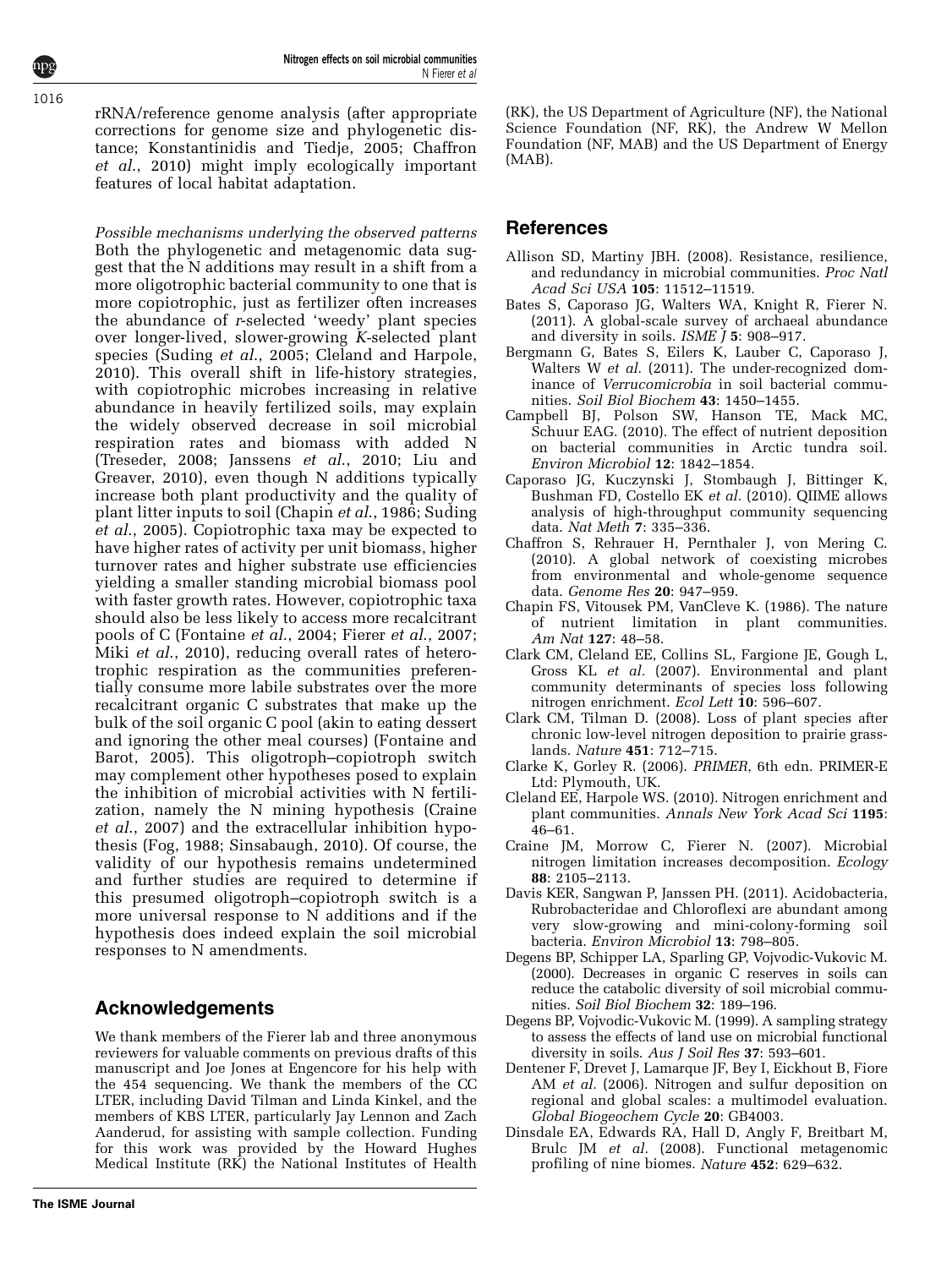rRNA/reference genome analysis (after appropriate corrections for genome size and phylogenetic distance; Konstantinidis and Tiedje, 2005; Chaffron *et al.*, 2010) might imply ecologically important features of local habitat adaptation.

*Possible mechanisms underlying the observed patterns*
Both the phylogenetic and metagenomic data suggest that the N additions may result in a shift from a more oligotrophic bacterial community to one that is more copiotrophic, just as fertilizer often increases the abundance of *r*-selected 'weedy' plant species over longer-lived, slower-growing *K*-selected plant species (Suding *et al.*, 2005; Cleland and Harpole, 2010). This overall shift in life-history strategies, with copiotrophic microbes increasing in relative abundance in heavily fertilized soils, may explain the widely observed decrease in soil microbial respiration rates and biomass with added N (Treseder, 2008; Janssens *et al.*, 2010; Liu and Greaver, 2010), even though N additions typically increase both plant productivity and the quality of plant litter inputs to soil (Chapin *et al.*, 1986; Suding *et al.*, 2005). Copiotrophic taxa may be expected to have higher rates of activity per unit biomass, higher turnover rates and higher substrate use efficiencies yielding a smaller standing microbial biomass pool with faster growth rates. However, copiotrophic taxa should also be less likely to access more recalcitrant pools of C (Fontaine *et al.*, 2004; Fierer *et al.*, 2007; Miki *et al.*, 2010), reducing overall rates of heterotrophic respiration as the communities preferentially consume more labile substrates over the more recalcitrant organic C substrates that make up the bulk of the soil organic C pool (akin to eating dessert and ignoring the other meal courses) (Fontaine and Barot, 2005). This oligotroph–copiotroph switch may complement other hypotheses posed to explain the inhibition of microbial activities with N fertilization, namely the N mining hypothesis (Craine *et al.*, 2007) and the extracellular inhibition hypothesis (Fog, 1988; Sinsabaugh, 2010). Of course, the validity of our hypothesis remains undetermined and further studies are required to determine if this presumed oligotroph–copiotroph switch is a more universal response to N additions and if the hypothesis does indeed explain the soil microbial responses to N amendments.

## Acknowledgements

We thank members of the Fierer lab and three anonymous reviewers for valuable comments on previous drafts of this manuscript and Joe Jones at Engencore for his help with the 454 sequencing. We thank the members of the CC LTER, including David Tilman and Linda Kinkel, and the members of KBS LTER, particularly Jay Lennon and Zach Aanderud, for assisting with sample collection. Funding for this work was provided by the Howard Hughes Medical Institute (RK) the National Institutes of Health (RK), the US Department of Agriculture (NF), the National Science Foundation (NF, RK), the Andrew W Mellon Foundation (NF, MAB) and the US Department of Energy (MAB).

## References

Allison SD, Martiny JBH. (2008). Resistance, resilience, and redundancy in microbial communities. *Proc Natl Acad Sci USA* **105**: 11512–11519.

Bates S, Caporaso JG, Walters WA, Knight R, Fierer N. (2011). A global-scale survey of archaeal abundance and diversity in soils. *ISME J* **5**: 908–917.

Bergmann G, Bates S, Eilers K, Lauber C, Caporaso J, Walters W *et al.* (2011). The under-recognized dominance of *Verrucomicrobia* in soil bacterial communities. *Soil Biol Biochem* **43**: 1450–1455.

Campbell BJ, Polson SW, Hanson TE, Mack MC, Schuur EAG. (2010). The effect of nutrient deposition on bacterial communities in Arctic tundra soil. *Environ Microbiol* **12**: 1842–1854.

Caporaso JG, Kuczynski J, Stombaugh J, Bittinger K, Bushman FD, Costello EK *et al.* (2010). QIIME allows analysis of high-throughput community sequencing data. *Nat Meth* **7**: 335–336.

Chaffron S, Rehrauer H, Pernthaler J, von Mering C. (2010). A global network of coexisting microbes from environmental and whole-genome sequence data. *Genome Res* **20**: 947–959.

Chapin FS, Vitousek PM, VanCleve K. (1986). The nature of nutrient limitation in plant communities. *Am Nat* **127**: 48–58.

Clark CM, Cleland EE, Collins SL, Fargione JE, Gough L, Gross KL *et al.* (2007). Environmental and plant community determinants of species loss following nitrogen enrichment. *Ecol Lett* **10**: 596–607.

Clark CM, Tilman D. (2008). Loss of plant species after chronic low-level nitrogen deposition to prairie grasslands. *Nature* **451**: 712–715.

Clarke K, Gorley R. (2006). *PRIMER*, 6th edn. PRIMER-E Ltd: Plymouth, UK.

Cleland EE, Harpole WS. (2010). Nitrogen enrichment and plant communities. *Annals New York Acad Sci* **1195**: 46–61.

Craine JM, Morrow C, Fierer N. (2007). Microbial nitrogen limitation increases decomposition. *Ecology* **88**: 2105–2113.

Davis KER, Sangwan P, Janssen PH. (2011). Acidobacteria, Rubrobacteridae and Chloroflexi are abundant among very slow-growing and mini-colony-forming soil bacteria. *Environ Microbiol* **13**: 798–805.

Degens BP, Schipper LA, Sparling GP, Vojvodic-Vukovic M. (2000). Decreases in organic C reserves in soils can reduce the catabolic diversity of soil microbial communities. *Soil Biol Biochem* **32**: 189–196.

Degens BP, Vojvodic-Vukovic M. (1999). A sampling strategy to assess the effects of land use on microbial functional diversity in soils. *Aus J Soil Res* **37**: 593–601.

Dentener F, Drevet J, Lamarque JF, Bey I, Eickhout B, Fiore AM *et al.* (2006). Nitrogen and sulfur deposition on regional and global scales: a multimodel evaluation. *Global Biogeochem Cycle* **20**: GB4003.

Dinsdale EA, Edwards RA, Hall D, Angly F, Breitbart M, Brulc JM *et al.* (2008). Functional metagenomic profiling of nine biomes. *Nature* **452**: 629–632.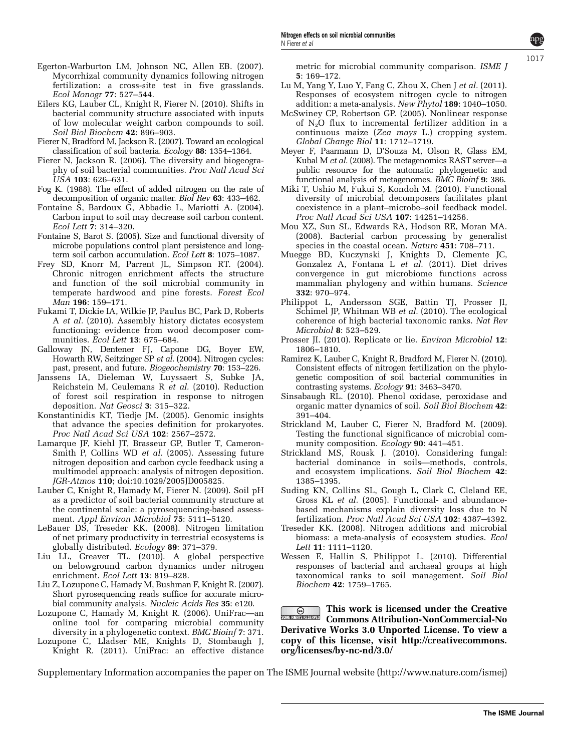Egerton-Warburton LM, Johnson NC, Allen EB. (2007). Mycorrhizal community dynamics following nitrogen fertilization: a cross-site test in five grasslands. *Ecol Monogr* **77**: 527–544.

Eilers KG, Lauber CL, Knight R, Fierer N. (2010). Shifts in bacterial community structure associated with inputs of low molecular weight carbon compounds to soil. *Soil Biol Biochem* **42**: 896–903.

Fierer N, Bradford M, Jackson R. (2007). Toward an ecological classification of soil bacteria. *Ecology* **88**: 1354–1364.

Fierer N, Jackson R. (2006). The diversity and biogeography of soil bacterial communities. *Proc Natl Acad Sci USA* **103**: 626–631.

Fog K. (1988). The effect of added nitrogen on the rate of decomposition of organic matter. *Biol Rev* **63**: 433–462.

Fontaine S, Bardoux G, Abbadie L, Mariotti A. (2004). Carbon input to soil may decrease soil carbon content. *Ecol Lett* **7**: 314–320.

Fontaine S, Barot S. (2005). Size and functional diversity of microbe populations control plant persistence and long-term soil carbon accumulation. *Ecol Lett* **8**: 1075–1087.

Frey SD, Knorr M, Parrent JL, Simpson RT. (2004). Chronic nitrogen enrichment affects the structure and function of the soil microbial community in temperate hardwood and pine forests. *Forest Ecol Man* **196**: 159–171.

Fukami T, Dickie IA, Wilkie JP, Paulus BC, Park D, Roberts A *et al.* (2010). Assembly history dictates ecosystem functioning: evidence from wood decomposer communities. *Ecol Lett* **13**: 675–684.

Galloway JN, Dentener FJ, Capone DG, Boyer EW, Howarth RW, Seitzinger SP *et al.* (2004). Nitrogen cycles: past, present, and future. *Biogeochemistry* **70**: 153–226.

Janssens IA, Dieleman W, Luyssaert S, Subke JA, Reichstein M, Ceulemans R *et al.* (2010). Reduction of forest soil respiration in response to nitrogen deposition. *Nat Geosci* **3**: 315–322.

Konstantinidis KT, Tiedje JM. (2005). Genomic insights that advance the species definition for prokaryotes. *Proc Natl Acad Sci USA* **102**: 2567–2572.

Lamarque JF, Kiehl JT, Brasseur GP, Butler T, Cameron-Smith P, Collins WD *et al.* (2005). Assessing future nitrogen deposition and carbon cycle feedback using a multimodel approach: analysis of nitrogen deposition. *JGR-Atmos* **110**; doi:10.1029/2005JD005825.

Lauber C, Knight R, Hamady M, Fierer N. (2009). Soil pH as a predictor of soil bacterial community structure at the continental scale: a pyrosequencing-based assessment. *Appl Environ Microbiol* **75**: 5111–5120.

LeBauer DS, Treseder KK. (2008). Nitrogen limitation of net primary productivity in terrestrial ecosystems is globally distributed. *Ecology* **89**: 371–379.

Liu LL, Greaver TL. (2010). A global perspective on belowground carbon dynamics under nitrogen enrichment. *Ecol Lett* **13**: 819–828.

Liu Z, Lozupone C, Hamady M, Bushman F, Knight R. (2007). Short pyrosequencing reads suffice for accurate microbial community analysis. *Nucleic Acids Res* **35**: e120.

Lozupone C, Hamady M, Knight R. (2006). UniFrac—an online tool for comparing microbial community diversity in a phylogenetic context. *BMC Bioinf* **7**: 371.

Lozupone C, Lladser ME, Knights D, Stombaugh J, Knight R. (2011). UniFrac: an effective distance metric for microbial community comparison. *ISME J* **5**: 169–172.

Lu M, Yang Y, Luo Y, Fang C, Zhou X, Chen J *et al.* (2011). Responses of ecosystem nitrogen cycle to nitrogen addition: a meta-analysis. *New Phytol* **189**: 1040–1050.

McSwiney CP, Robertson GP. (2005). Nonlinear response of $N_2O$ flux to incremental fertilizer addition in a continuous maize (*Zea mays* L.) cropping system. *Global Change Biol* **11**: 1712–1719.

Meyer F, Paarmann D, D'Souza M, Olson R, Glass EM, Kubal M *et al.* (2008). The metagenomics RAST server—a public resource for the automatic phylogenetic and functional analysis of metagenomes. *BMC Bioinf* **9**: 386.

Miki T, Ushio M, Fukui S, Kondoh M. (2010). Functional diversity of microbial decomposers facilitates plant coexistence in a plant–microbe–soil feedback model. *Proc Natl Acad Sci USA* **107**: 14251–14256.

Mou XZ, Sun SL, Edwards RA, Hodson RE, Moran MA. (2008). Bacterial carbon processing by generalist species in the coastal ocean. *Nature* **451**: 708–711.

Muegge BD, Kuczynski J, Knights D, Clemente JC, Gonzalez A, Fontana L *et al.* (2011). Diet drives convergence in gut microbiome functions across mammalian phylogeny and within humans. *Science* **332**: 970–974.

Philippot L, Andersson SGE, Battin TJ, Prosser JI, Schimel JP, Whitman WB *et al.* (2010). The ecological coherence of high bacterial taxonomic ranks. *Nat Rev Microbiol* **8**: 523–529.

Prosser JI. (2010). Replicate or lie. *Environ Microbiol* **12**: 1806–1810.

Ramirez K, Lauber C, Knight R, Bradford M, Fierer N. (2010). Consistent effects of nitrogen fertilization on the phylogenetic composition of soil bacterial communities in contrasting systems. *Ecology* **91**: 3463–3470.

Sinsabaugh RL. (2010). Phenol oxidase, peroxidase and organic matter dynamics of soil. *Soil Biol Biochem* **42**: 391–404.

Strickland M, Lauber C, Fierer N, Bradford M. (2009). Testing the functional significance of microbial community composition. *Ecology* **90**: 441–451.

Strickland MS, Rousk J. (2010). Considering fungal: bacterial dominance in soils—methods, controls, and ecosystem implications. *Soil Biol Biochem* **42**: 1385–1395.

Suding KN, Collins SL, Gough L, Clark C, Cleland EE, Gross KL *et al.* (2005). Functional- and abundance-based mechanisms explain diversity loss due to N fertilization. *Proc Natl Acad Sci USA* **102**: 4387–4392.

Treseder KK. (2008). Nitrogen additions and microbial biomass: a meta-analysis of ecosystem studies. *Ecol Lett* **11**: 1111–1120.

Wessen E, Hallin S, Philippot L. (2010). Differential responses of bacterial and archaeal groups at high taxonomical ranks to soil management. *Soil Biol Biochem* **42**: 1759–1765.

**This work is licensed under the Creative Commons Attribution-NonCommercial-No Derivative Works 3.0 Unported License. To view a copy of this license, visit http://creativecommons.org/licenses/by-nc-nd/3.0/**

Supplementary Information accompanies the paper on The ISME Journal website (http://www.nature.com/ismej)